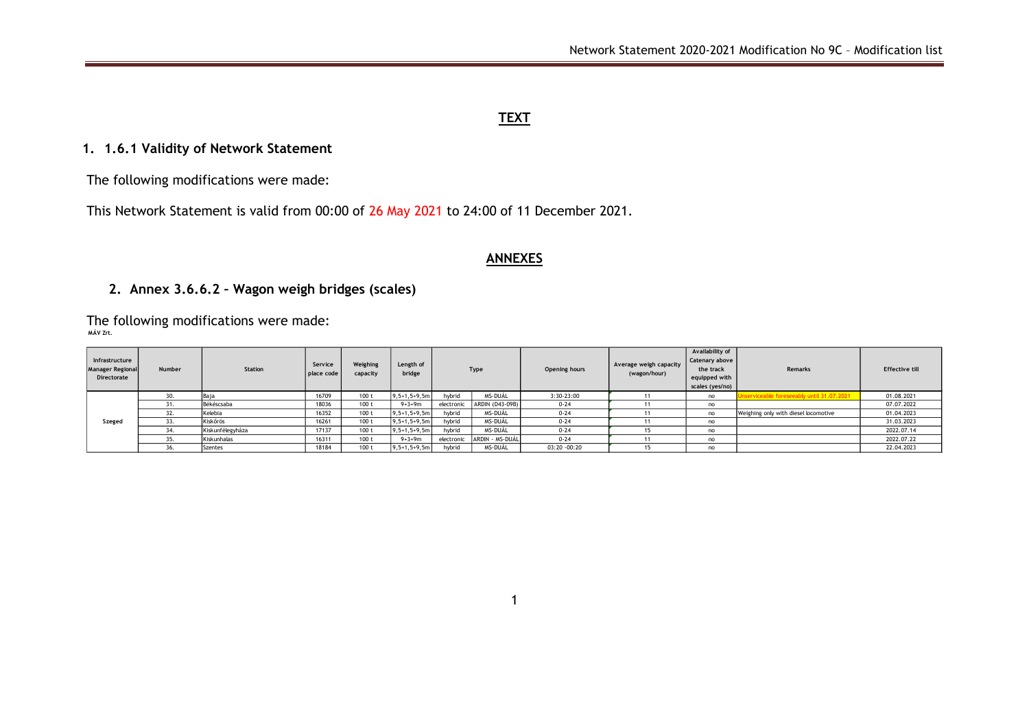## TEXT

### 1. 1.6.1 Validity of Network Statement

The following modifications were made:

This Network Statement is valid from 00:00 of 26 May 2021 to 24:00 of 11 December 2021.

## ANNEXES

### 2. Annex 3.6.6.2 – Wagon weigh bridges (scales)

The following modifications were made:

MÁV Zrt.

| Infrastructure Manager Regional Directorate | Number | Station | Service place code | Weighing capacity | Length of bridge | Type | | Opening hours | Average weigh capacity (wagon/hour) | Availability of Catenary above the track equipped with scales (yes/no) | Remarks | Effective till |
|---|---|---|---|---|---|---|---|---|---|---|---|---|
| Szeged | 30. | Baja | 16709 | 100 t | 9,5+1,5+9,5m | hybrid | MS-DUÁL | 3:30-23:00 | 11 | no | Unserviceable foreseeably until 31.07.2021 | 01.08.2021 |
| | 31. | Békéscsaba | 18036 | 100 t | 9+3+9m | electronic | ARDIN (D43-09B) | 0-24 | 11 | no | | 07.07.2022 |
| | 32. | Kelebia | 16352 | 100 t | 9,5+1,5+9,5m | hybrid | MS-DUÁL | 0-24 | 11 | no | Weighing only with diesel locomotive | 01.04.2023 |
| | 33. | Kiskőrös | 16261 | 100 t | 9,5+1,5+9,5m | hybrid | MS-DUÁL | 0-24 | 11 | no | | 31.03.2023 |
| | 34. | Kiskunfélegyháza | 17137 | 100 t | 9,5+1,5+9,5m | hybrid | MS-DUÁL | 0-24 | 15 | no | | 2022.07.14 |
| | 35. | Kiskunhalas | 16311 | 100 t | 9+3+9m | electronic | ARDIN - MS-DUÁL | 0-24 | 11 | no | | 2022.07.22 |
| | 36. | Szentes | 18184 | 100 t | 9,5+1,5+9,5m | hybrid | MS-DUÁL | 03:20 -00:20 | 15 | no | | 22.04.2023 |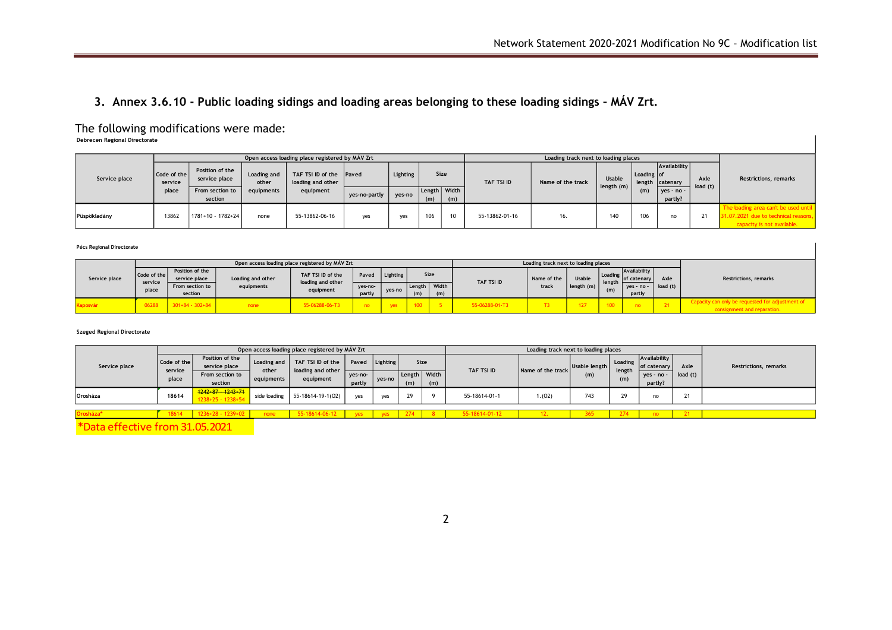## 3. Annex 3.6.10 - Public loading sidings and loading areas belonging to these loading sidings – MÁV Zrt.

The following modifications were made:

**Debrecen Regional Directorate**

| Service place | Open access loading place registered by MÁV Zrt | | | | | | | | Loading track next to loading places | | | | | | Restrictions, remarks |
|---|---|---|---|---|---|---|---|---|---|---|---|---|---|---|---|
| | Code of the service place | Position of the service place From section to section | Loading and other equipments | TAF TSI ID of the loading and other equipment | Paved yes-no-partly | Lighting yes-no | Size Length (m) | Size Width (m) | TAF TSI ID | Name of the track | Usable length (m) | Loading length (m) | Availability of catenary yes - no - partly? | Axle load (t) | |
| Püspökladány | 13862 | 1781+10 - 1782+24 | none | 55-13862-06-16 | yes | yes | 106 | 10 | 55-13862-01-16 | 16. | 140 | 106 | no | 21 | The loading area can't be used until 31.07.2021 due to technical reasons, capacity is not available. |

**Pécs Regional Directorate**

| Service place | Open access loading place registered by MÁV Zrt | | | | | | | | Loading track next to loading places | | | | | | Restrictions, remarks |
|---|---|---|---|---|---|---|---|---|---|---|---|---|---|---|---|
| | Code of the service place | Position of the service place From section to section | Loading and other equipments | TAF TSI ID of the loading and other equipment | Paved yes-no-partly | Lighting yes-no | Size Length (m) | Size Width (m) | TAF TSI ID | Name of the track | Usable length (m) | Loading length (m) | Availability of catenary yes - no - partly | Axle load (t) | |
| Kaposvár | 06288 | 301+84 - 302+84 | none | 55-06288-06-T3 | no | yes | 100 | 5 | 55-06288-01-T3 | T3 | 127 | 100 | no | 21 | Capacity can only be requested for adjustment of consignment and reparation. |

**Szeged Regional Directorate**

| Service place | Open access loading place registered by MÁV Zrt | | | | | | | | Loading track next to loading places | | | | | | Restrictions, remarks |
|---|---|---|---|---|---|---|---|---|---|---|---|---|---|---|---|
| | Code of the service place | Position of the service place From section to section | Loading and other equipments | TAF TSI ID of the loading and other equipment | Paved yes-no-partly | Lighting yes-no | Size Length (m) | Size Width (m) | TAF TSI ID | Name of the track | Usable length (m) | Loading length (m) | Availability of catenary yes - no - partly? | Axle load (t) | |
| Orosháza | 18614 | ~~1242+87 - 1243+71~~ 1238+25 - 1238+54 | side loading | 55-18614-19-1(O2) | yes | yes | 29 | 9 | 55-18614-01-1 | 1.(O2) | 743 | 29 | no | 21 | |
| Orosháza* | 18614 | 1236+28 - 1239+02 | none | 55-18614-06-12 | yes | yes | 274 | 8 | 55-18614-01-12 | 12. | 365 | 274 | no | 21 | |

*Data effective from 31.05.2021